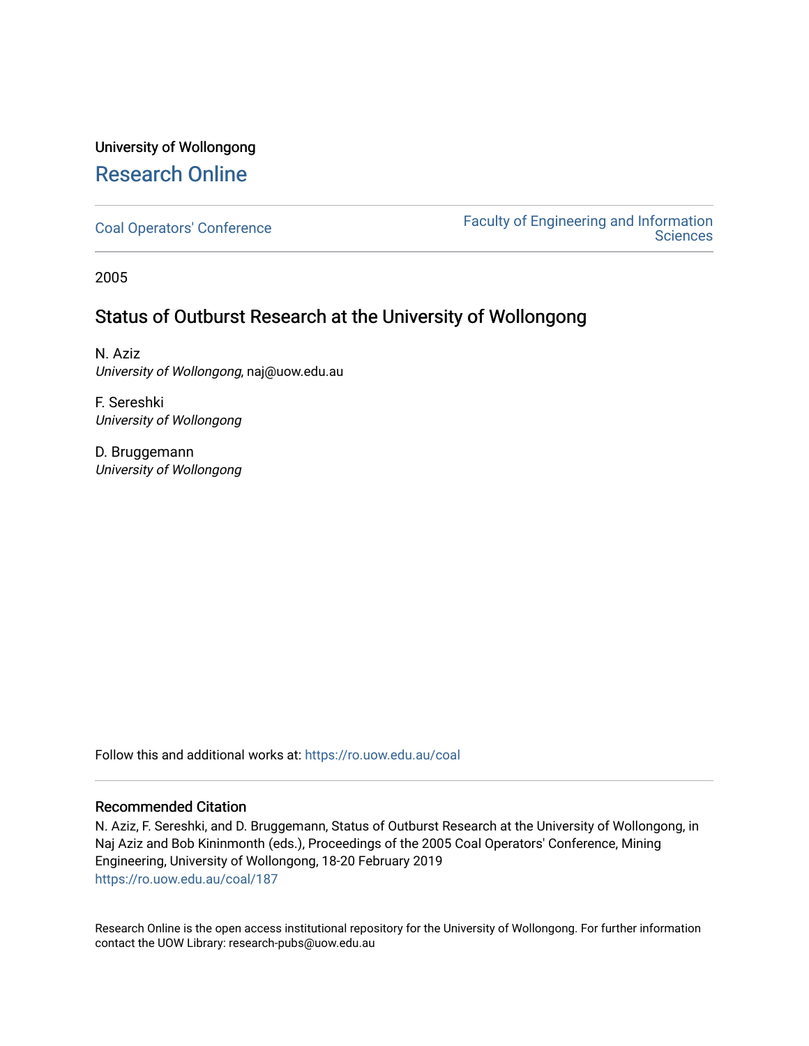University of Wollongong

# Research Online

Coal Operators' Conference

Faculty of Engineering and Information Sciences

2005

## Status of Outburst Research at the University of Wollongong

N. Aziz
*University of Wollongong*, naj@uow.edu.au

F. Sereshki
*University of Wollongong*

D. Bruggemann
*University of Wollongong*

Follow this and additional works at: https://ro.uow.edu.au/coal

### Recommended Citation

N. Aziz, F. Sereshki, and D. Bruggemann, Status of Outburst Research at the University of Wollongong, in Naj Aziz and Bob Kininmonth (eds.), Proceedings of the 2005 Coal Operators' Conference, Mining Engineering, University of Wollongong, 18-20 February 2019
https://ro.uow.edu.au/coal/187

Research Online is the open access institutional repository for the University of Wollongong. For further information contact the UOW Library: research-pubs@uow.edu.au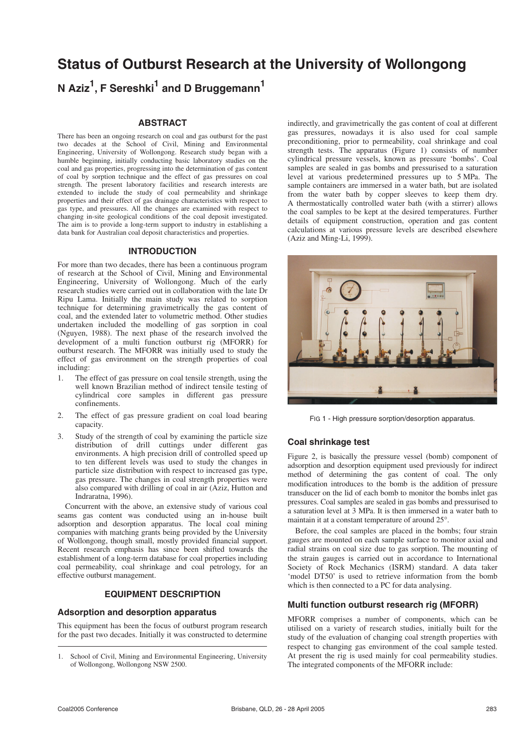# Status of Outburst Research at the University of Wollongong

## N Aziz[1], F Sereshki[1] and D Bruggemann[1]

### ABSTRACT

There has been an ongoing research on coal and gas outburst for the past two decades at the School of Civil, Mining and Environmental Engineering, University of Wollongong. Research study began with a humble beginning, initially conducting basic laboratory studies on the coal and gas properties, progressing into the determination of gas content of coal by sorption technique and the effect of gas pressures on coal strength. The present laboratory facilities and research interests are extended to include the study of coal permeability and shrinkage properties and their effect of gas drainage characteristics with respect to gas type, and pressures. All the changes are examined with respect to changing in-site geological conditions of the coal deposit investigated. The aim is to provide a long-term support to industry in establishing a data bank for Australian coal deposit characteristics and properties.

### INTRODUCTION

For more than two decades, there has been a continuous program of research at the School of Civil, Mining and Environmental Engineering, University of Wollongong. Much of the early research studies were carried out in collaboration with the late Dr Ripu Lama. Initially the main study was related to sorption technique for determining gravimetrically the gas content of coal, and the extended later to volumetric method. Other studies undertaken included the modelling of gas sorption in coal (Nguyen, 1988). The next phase of the research involved the development of a multi function outburst rig (MFORR) for outburst research. The MFORR was initially used to study the effect of gas environment on the strength properties of coal including:

1. The effect of gas pressure on coal tensile strength, using the well known Brazilian method of indirect tensile testing of cylindrical core samples in different gas pressure confinements.
2. The effect of gas pressure gradient on coal load bearing capacity.
3. Study of the strength of coal by examining the particle size distribution of drill cuttings under different gas environments. A high precision drill of controlled speed up to ten different levels was used to study the changes in particle size distribution with respect to increased gas type, gas pressure. The changes in coal strength properties were also compared with drilling of coal in air (Aziz, Hutton and Indraratna, 1996).

Concurrent with the above, an extensive study of various coal seams gas content was conducted using an in-house built adsorption and desorption apparatus. The local coal mining companies with matching grants being provided by the University of Wollongong, though small, mostly provided financial support. Recent research emphasis has since been shifted towards the establishment of a long-term database for coal properties including coal permeability, coal shrinkage and coal petrology, for an effective outburst management.

### EQUIPMENT DESCRIPTION

#### Adsorption and desorption apparatus

This equipment has been the focus of outburst program research for the past two decades. Initially it was constructed to determine indirectly, and gravimetrically the gas content of coal at different gas pressures, nowadays it is also used for coal sample preconditioning, prior to permeability, coal shrinkage and coal strength tests. The apparatus (Figure 1) consists of number cylindrical pressure vessels, known as pressure 'bombs'. Coal samples are sealed in gas bombs and pressurised to a saturation level at various predetermined pressures up to 5 MPa. The sample containers are immersed in a water bath, but are isolated from the water bath by copper sleeves to keep them dry. A thermostatically controlled water bath (with a stirrer) allows the coal samples to be kept at the desired temperatures. Further details of equipment construction, operation and gas content calculations at various pressure levels are described elsewhere (Aziz and Ming-Li, 1999).

FIG 1 - High pressure sorption/desorption apparatus.

#### Coal shrinkage test

Figure 2, is basically the pressure vessel (bomb) component of adsorption and desorption equipment used previously for indirect method of determining the gas content of coal. The only modification introduces to the bomb is the addition of pressure transducer on the lid of each bomb to monitor the bombs inlet gas pressures. Coal samples are sealed in gas bombs and pressurised to a saturation level at 3 MPa. It is then immersed in a water bath to maintain it at a constant temperature of around 25°.

Before, the coal samples are placed in the bombs; four strain gauges are mounted on each sample surface to monitor axial and radial strains on coal size due to gas sorption. The mounting of the strain gauges is carried out in accordance to International Society of Rock Mechanics (ISRM) standard. A data taker 'model DT50' is used to retrieve information from the bomb which is then connected to a PC for data analysing.

#### Multi function outburst research rig (MFORR)

MFORR comprises a number of components, which can be utilised on a variety of research studies, initially built for the study of the evaluation of changing coal strength properties with respect to changing gas environment of the coal sample tested. At present the rig is used mainly for coal permeability studies. The integrated components of the MFORR include:

1. School of Civil, Mining and Environmental Engineering, University of Wollongong, Wollongong NSW 2500.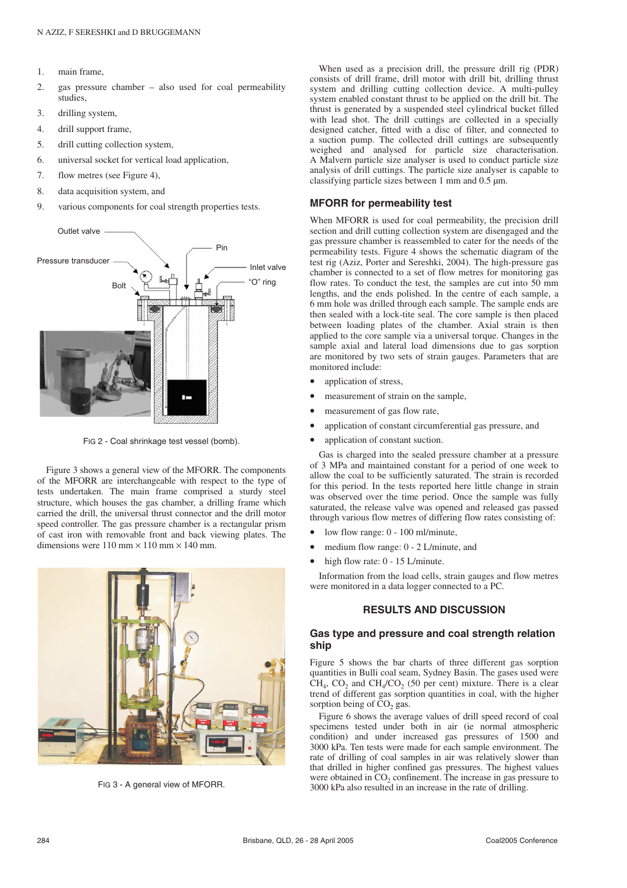1. main frame,
2. gas pressure chamber – also used for coal permeability studies,
3. drilling system,
4. drill support frame,
5. drill cutting collection system,
6. universal socket for vertical load application,
7. flow metres (see Figure 4),
8. data acquisition system, and
9. various components for coal strength properties tests.

FIG 2 - Coal shrinkage test vessel (bomb).

Figure 3 shows a general view of the MFORR. The components of the MFORR are interchangeable with respect to the type of tests undertaken. The main frame comprised a sturdy steel structure, which houses the gas chamber, a drilling frame which carried the drill, the universal thrust connector and the drill motor speed controller. The gas pressure chamber is a rectangular prism of cast iron with removable front and back viewing plates. The dimensions were 110 mm × 110 mm × 140 mm.

FIG 3 - A general view of MFORR.

When used as a precision drill, the pressure drill rig (PDR) consists of drill frame, drill motor with drill bit, drilling thrust system and drilling cutting collection device. A multi-pulley system enabled constant thrust to be applied on the drill bit. The thrust is generated by a suspended steel cylindrical bucket filled with lead shot. The drill cuttings are collected in a specially designed catcher, fitted with a disc of filter, and connected to a suction pump. The collected drill cuttings are subsequently weighed and analysed for particle size characterisation. A Malvern particle size analyser is used to conduct particle size analysis of drill cuttings. The particle size analyser is capable to classifying particle sizes between 1 mm and 0.5 µm.

## MFORR for permeability test

When MFORR is used for coal permeability, the precision drill section and drill cutting collection system are disengaged and the gas pressure chamber is reassembled to cater for the needs of the permeability tests. Figure 4 shows the schematic diagram of the test rig (Aziz, Porter and Sereshki, 2004). The high-pressure gas chamber is connected to a set of flow metres for monitoring gas flow rates. To conduct the test, the samples are cut into 50 mm lengths, and the ends polished. In the centre of each sample, a 6 mm hole was drilled through each sample. The sample ends are then sealed with a lock-tite seal. The core sample is then placed between loading plates of the chamber. Axial strain is then applied to the core sample via a universal torque. Changes in the sample axial and lateral load dimensions due to gas sorption are monitored by two sets of strain gauges. Parameters that are monitored include:

- application of stress,
- measurement of strain on the sample,
- measurement of gas flow rate,
- application of constant circumferential gas pressure, and
- application of constant suction.

Gas is charged into the sealed pressure chamber at a pressure of 3 MPa and maintained constant for a period of one week to allow the coal to be sufficiently saturated. The strain is recorded for this period. In the tests reported here little change in strain was observed over the time period. Once the sample was fully saturated, the release valve was opened and released gas passed through various flow metres of differing flow rates consisting of:

- low flow range: 0 - 100 ml/minute,
- medium flow range: 0 - 2 L/minute, and
- high flow rate: 0 - 15 L/minute.

Information from the load cells, strain gauges and flow metres were monitored in a data logger connected to a PC.

## RESULTS AND DISCUSSION

### Gas type and pressure and coal strength relation ship

Figure 5 shows the bar charts of three different gas sorption quantities in Bulli coal seam, Sydney Basin. The gases used were $CH_4$, $CO_2$ and $CH_4/CO_2$ (50 per cent) mixture. There is a clear trend of different gas sorption quantities in coal, with the higher sorption being of $CO_2$ gas.

Figure 6 shows the average values of drill speed record of coal specimens tested under both in air (ie normal atmospheric condition) and under increased gas pressures of 1500 and 3000 kPa. Ten tests were made for each sample environment. The rate of drilling of coal samples in air was relatively slower than that drilled in higher confined gas pressures. The highest values were obtained in $CO_2$ confinement. The increase in gas pressure to 3000 kPa also resulted in an increase in the rate of drilling.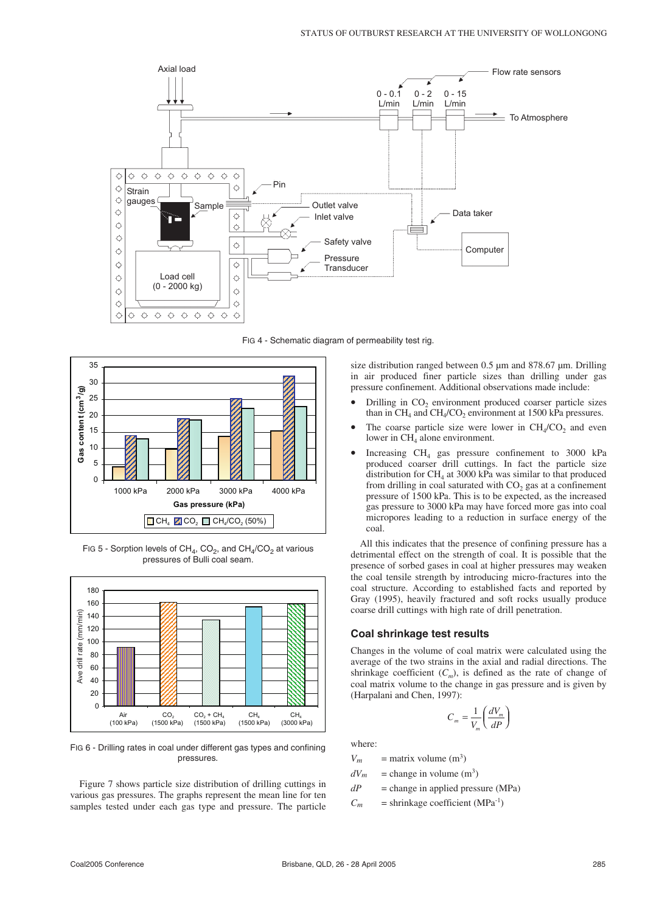FIG 4 - Schematic diagram of permeability test rig.

FIG 5 - Sorption levels of $CH_4$, $CO_2$, and $CH_4/CO_2$ at various pressures of Bulli coal seam.

FIG 6 - Drilling rates in coal under different gas types and confining pressures.

Figure 7 shows particle size distribution of drilling cuttings in various gas pressures. The graphs represent the mean line for ten samples tested under each gas type and pressure. The particle size distribution ranged between 0.5 µm and 878.67 µm. Drilling in air produced finer particle sizes than drilling under gas pressure confinement. Additional observations made include:

- Drilling in $CO_2$ environment produced coarser particle sizes than in $CH_4$ and $CH_4/CO_2$ environment at 1500 kPa pressures.
- The coarse particle size were lower in $CH_4/CO_2$ and even lower in $CH_4$ alone environment.
- Increasing $CH_4$ gas pressure confinement to 3000 kPa produced coarser drill cuttings. In fact the particle size distribution for $CH_4$ at 3000 kPa was similar to that produced from drilling in coal saturated with $CO_2$ gas at a confinement pressure of 1500 kPa. This is to be expected, as the increased gas pressure to 3000 kPa may have forced more gas into coal micropores leading to a reduction in surface energy of the coal.

All this indicates that the presence of confining pressure has a detrimental effect on the strength of coal. It is possible that the presence of sorbed gases in coal at higher pressures may weaken the coal tensile strength by introducing micro-fractures into the coal structure. According to established facts and reported by Gray (1995), heavily fractured and soft rocks usually produce coarse drill cuttings with high rate of drill penetration.

## Coal shrinkage test results

Changes in the volume of coal matrix were calculated using the average of the two strains in the axial and radial directions. The shrinkage coefficient ($C_m$), is defined as the rate of change of coal matrix volume to the change in gas pressure and is given by (Harpalani and Chen, 1997):

$$C_m = \frac{1}{V_m}\left(\frac{dV_m}{dP}\right)$$

where:

$V_m$ = matrix volume ($m^3$)

$dV_m$ = change in volume ($m^3$)

$dP$ = change in applied pressure (MPa)

$C_m$ = shrinkage coefficient ($MPa^{-1}$)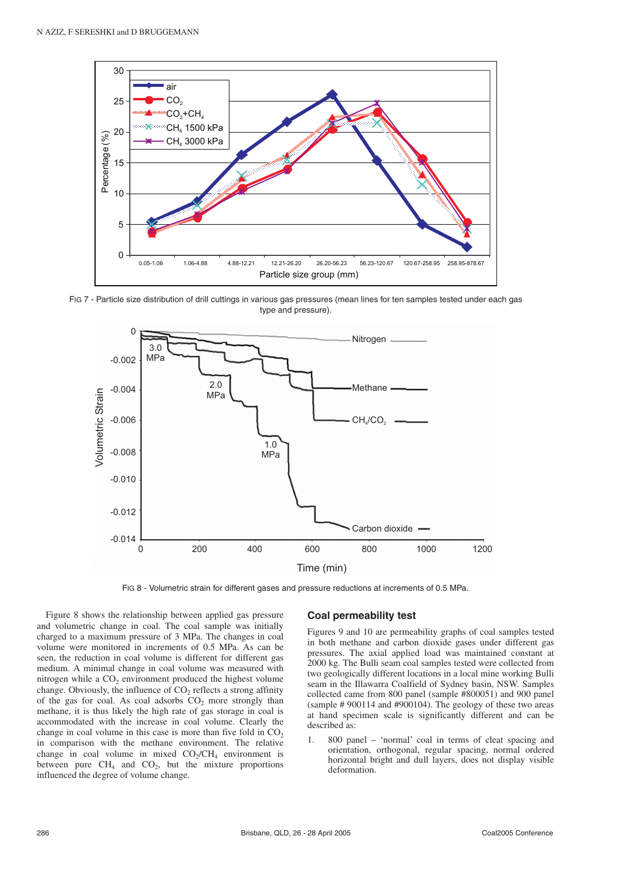FIG 7 - Particle size distribution of drill cuttings in various gas pressures (mean lines for ten samples tested under each gas type and pressure).

FIG 8 - Volumetric strain for different gases and pressure reductions at increments of 0.5 MPa.

Figure 8 shows the relationship between applied gas pressure and volumetric change in coal. The coal sample was initially charged to a maximum pressure of 3 MPa. The changes in coal volume were monitored in increments of 0.5 MPa. As can be seen, the reduction in coal volume is different for different gas medium. A minimal change in coal volume was measured with nitrogen while a $CO_2$ environment produced the highest volume change. Obviously, the influence of $CO_2$ reflects a strong affinity of the gas for coal. As coal adsorbs $CO_2$ more strongly than methane, it is thus likely the high rate of gas storage in coal is accommodated with the increase in coal volume. Clearly the change in coal volume in this case is more than five fold in $CO_2$ in comparison with the methane environment. The relative change in coal volume in mixed $CO_2/CH_4$ environment is between pure $CH_4$ and $CO_2$, but the mixture proportions influenced the degree of volume change.

## Coal permeability test

Figures 9 and 10 are permeability graphs of coal samples tested in both methane and carbon dioxide gases under different gas pressures. The axial applied load was maintained constant at 2000 kg. The Bulli seam coal samples tested were collected from two geologically different locations in a local mine working Bulli seam in the Illawarra Coalfield of Sydney basin, NSW. Samples collected came from 800 panel (sample #800051) and 900 panel (sample # 900114 and #900104). The geology of these two areas at hand specimen scale is significantly different and can be described as:

1. 800 panel – 'normal' coal in terms of cleat spacing and orientation, orthogonal, regular spacing, normal ordered horizontal bright and dull layers, does not display visible deformation.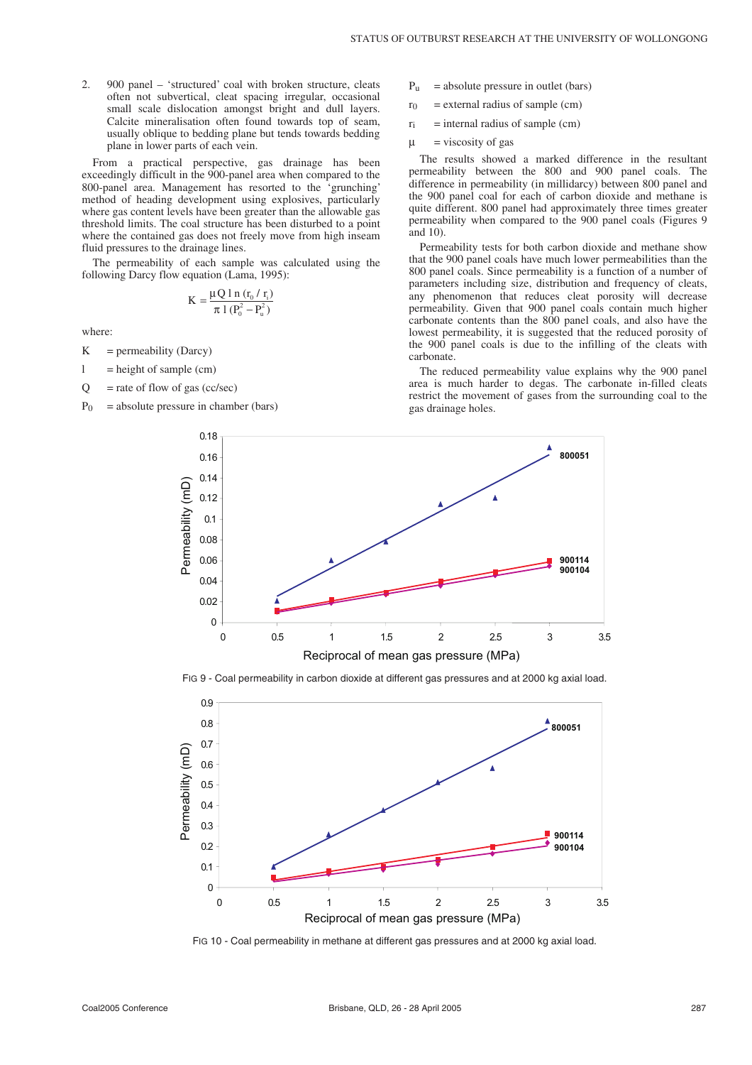2. 900 panel – 'structured' coal with broken structure, cleats often not subvertical, cleat spacing irregular, occasional small scale dislocation amongst bright and dull layers. Calcite mineralisation often found towards top of seam, usually oblique to bedding plane but tends towards bedding plane in lower parts of each vein.

From a practical perspective, gas drainage has been exceedingly difficult in the 900-panel area when compared to the 800-panel area. Management has resorted to the 'grunching' method of heading development using explosives, particularly where gas content levels have been greater than the allowable gas threshold limits. The coal structure has been disturbed to a point where the contained gas does not freely move from high inseam fluid pressures to the drainage lines.

The permeability of each sample was calculated using the following Darcy flow equation (Lama, 1995):

$$K = \frac{\mu Q \ln (r_0 / r_i)}{\pi l (P_0^2 - P_u^2)}$$

where:

K = permeability (Darcy)

l = height of sample (cm)

Q = rate of flow of gas (cc/sec)

$P_0$ = absolute pressure in chamber (bars)

$P_u$ = absolute pressure in outlet (bars)

$r_0$ = external radius of sample (cm)

$r_i$ = internal radius of sample (cm)

μ = viscosity of gas

The results showed a marked difference in the resultant permeability between the 800 and 900 panel coals. The difference in permeability (in millidarcy) between 800 panel and the 900 panel coal for each of carbon dioxide and methane is quite different. 800 panel had approximately three times greater permeability when compared to the 900 panel coals (Figures 9 and 10).

Permeability tests for both carbon dioxide and methane show that the 900 panel coals have much lower permeabilities than the 800 panel coals. Since permeability is a function of a number of parameters including size, distribution and frequency of cleats, any phenomenon that reduces cleat porosity will decrease permeability. Given that 900 panel coals contain much higher carbonate contents than the 800 panel coals, and also have the lowest permeability, it is suggested that the reduced porosity of the 900 panel coals is due to the infilling of the cleats with carbonate.

The reduced permeability value explains why the 900 panel area is much harder to degas. The carbonate in-filled cleats restrict the movement of gases from the surrounding coal to the gas drainage holes.

FIG 9 - Coal permeability in carbon dioxide at different gas pressures and at 2000 kg axial load.

FIG 10 - Coal permeability in methane at different gas pressures and at 2000 kg axial load.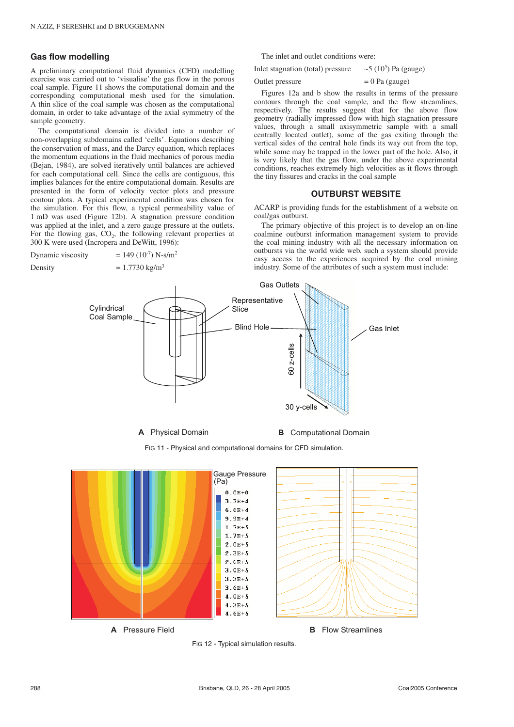## Gas flow modelling

A preliminary computational fluid dynamics (CFD) modelling exercise was carried out to 'visualise' the gas flow in the porous coal sample. Figure 11 shows the computational domain and the corresponding computational mesh used for the simulation. A thin slice of the coal sample was chosen as the computational domain, in order to take advantage of the axial symmetry of the sample geometry.

The computational domain is divided into a number of non-overlapping subdomains called 'cells'. Equations describing the conservation of mass, and the Darcy equation, which replaces the momentum equations in the fluid mechanics of porous media (Bejan, 1984), are solved iteratively until balances are achieved for each computational cell. Since the cells are contiguous, this implies balances for the entire computational domain. Results are presented in the form of velocity vector plots and pressure contour plots. A typical experimental condition was chosen for the simulation. For this flow, a typical permeability value of 1 mD was used (Figure 12b). A stagnation pressure condition was applied at the inlet, and a zero gauge pressure at the outlets. For the flowing gas, $CO_2$, the following relevant properties at 300 K were used (Incropera and DeWitt, 1996):

Dynamic viscosity = $149 (10^{-7})$ N-s/m$^2$

Density = 1.7730 kg/m$^3$

The inlet and outlet conditions were:

Inlet stagnation (total) pressure ~$5 (10^5)$ Pa (gauge)

Outlet pressure = 0 Pa (gauge)

Figures 12a and b show the results in terms of the pressure contours through the coal sample, and the flow streamlines, respectively. The results suggest that for the above flow geometry (radially impressed flow with high stagnation pressure values, through a small axisymmetric sample with a small centrally located outlet), some of the gas exiting through the vertical sides of the central hole finds its way out from the top, while some may be trapped in the lower part of the hole. Also, it is very likely that the gas flow, under the above experimental conditions, reaches extremely high velocities as it flows through the tiny fissures and cracks in the coal sample

## OUTBURST WEBSITE

ACARP is providing funds for the establishment of a website on coal/gas outburst.

The primary objective of this project is to develop an on-line coalmine outburst information management system to provide the coal mining industry with all the necessary information on outbursts via the world wide web. such a system should provide easy access to the experiences acquired by the coal mining industry. Some of the attributes of such a system must include:

FIG 11 - Physical and computational domains for CFD simulation.

FIG 12 - Typical simulation results.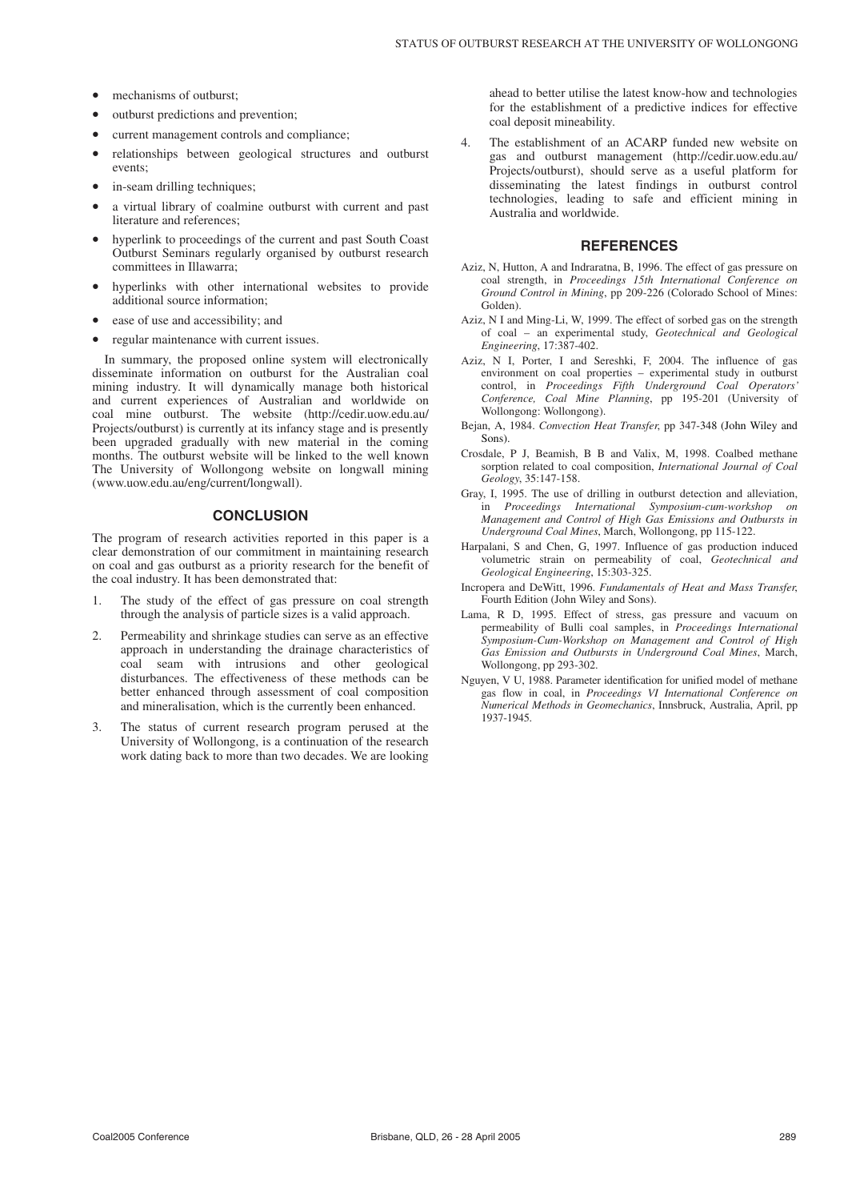- mechanisms of outburst;
- outburst predictions and prevention;
- current management controls and compliance;
- relationships between geological structures and outburst events;
- in-seam drilling techniques;
- a virtual library of coalmine outburst with current and past literature and references;
- hyperlink to proceedings of the current and past South Coast Outburst Seminars regularly organised by outburst research committees in Illawarra;
- hyperlinks with other international websites to provide additional source information;
- ease of use and accessibility; and
- regular maintenance with current issues.

In summary, the proposed online system will electronically disseminate information on outburst for the Australian coal mining industry. It will dynamically manage both historical and current experiences of Australian and worldwide on coal mine outburst. The website (http://cedir.uow.edu.au/Projects/outburst) is currently at its infancy stage and is presently been upgraded gradually with new material in the coming months. The outburst website will be linked to the well known The University of Wollongong website on longwall mining (www.uow.edu.au/eng/current/longwall).

## CONCLUSION

The program of research activities reported in this paper is a clear demonstration of our commitment in maintaining research on coal and gas outburst as a priority research for the benefit of the coal industry. It has been demonstrated that:

1. The study of the effect of gas pressure on coal strength through the analysis of particle sizes is a valid approach.
2. Permeability and shrinkage studies can serve as an effective approach in understanding the drainage characteristics of coal seam with intrusions and other geological disturbances. The effectiveness of these methods can be better enhanced through assessment of coal composition and mineralisation, which is the currently been enhanced.
3. The status of current research program perused at the University of Wollongong, is a continuation of the research work dating back to more than two decades. We are looking ahead to better utilise the latest know-how and technologies for the establishment of a predictive indices for effective coal deposit mineability.
4. The establishment of an ACARP funded new website on gas and outburst management (http://cedir.uow.edu.au/Projects/outburst), should serve as a useful platform for disseminating the latest findings in outburst control technologies, leading to safe and efficient mining in Australia and worldwide.

## REFERENCES

Aziz, N, Hutton, A and Indraratna, B, 1996. The effect of gas pressure on coal strength, in *Proceedings 15th International Conference on Ground Control in Mining*, pp 209-226 (Colorado School of Mines: Golden).

Aziz, N I and Ming-Li, W, 1999. The effect of sorbed gas on the strength of coal – an experimental study, *Geotechnical and Geological Engineering*, 17:387-402.

Aziz, N I, Porter, I and Sereshki, F, 2004. The influence of gas environment on coal properties – experimental study in outburst control, in *Proceedings Fifth Underground Coal Operators' Conference, Coal Mine Planning*, pp 195-201 (University of Wollongong: Wollongong).

Bejan, A, 1984. *Convection Heat Transfer*, pp 347-348 (John Wiley and Sons).

Crosdale, P J, Beamish, B B and Valix, M, 1998. Coalbed methane sorption related to coal composition, *International Journal of Coal Geology*, 35:147-158.

Gray, I, 1995. The use of drilling in outburst detection and alleviation, in *Proceedings International Symposium-cum-workshop on Management and Control of High Gas Emissions and Outbursts in Underground Coal Mines*, March, Wollongong, pp 115-122.

Harpalani, S and Chen, G, 1997. Influence of gas production induced volumetric strain on permeability of coal, *Geotechnical and Geological Engineering*, 15:303-325.

Incropera and DeWitt, 1996. *Fundamentals of Heat and Mass Transfer*, Fourth Edition (John Wiley and Sons).

Lama, R D, 1995. Effect of stress, gas pressure and vacuum on permeability of Bulli coal samples, in *Proceedings International Symposium-Cum-Workshop on Management and Control of High Gas Emission and Outbursts in Underground Coal Mines*, March, Wollongong, pp 293-302.

Nguyen, V U, 1988. Parameter identification for unified model of methane gas flow in coal, in *Proceedings VI International Conference on Numerical Methods in Geomechanics*, Innsbruck, Australia, April, pp 1937-1945.